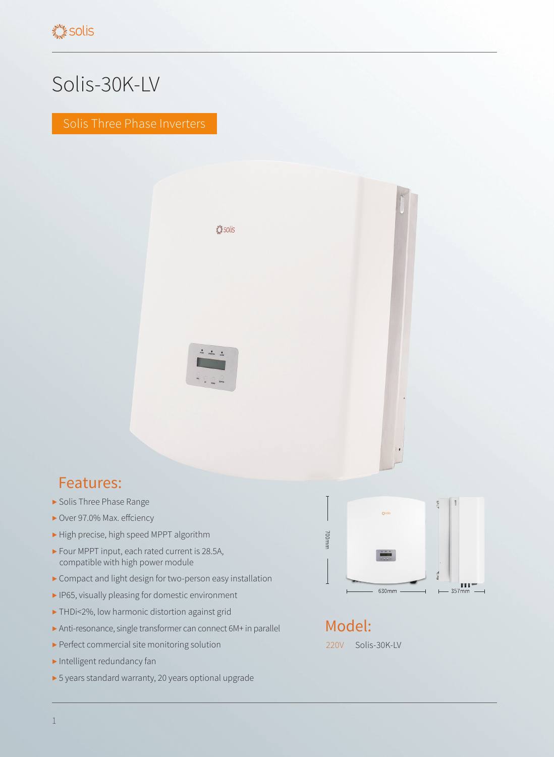# Solis-30K-LV

Solis Three Phase Inverters

## Features:

- Solis Three Phase Range
- Over 97.0% Max. effciency
- High precise, high speed MPPT algorithm
- Four MPPT input, each rated current is 28.5A, compatible with high power module
- Compact and light design for two-person easy installation
- IP65, visually pleasing for domestic environment
- THDi<2%, low harmonic distortion against grid
- Anti-resonance, single transformer can connect 6M+ in parallel
- Perfect commercial site monitoring solution
- Intelligent redundancy fan
- 5 years standard warranty, 20 years optional upgrade

700mm

630mm

357mm

## Model:

220V Solis-30K-LV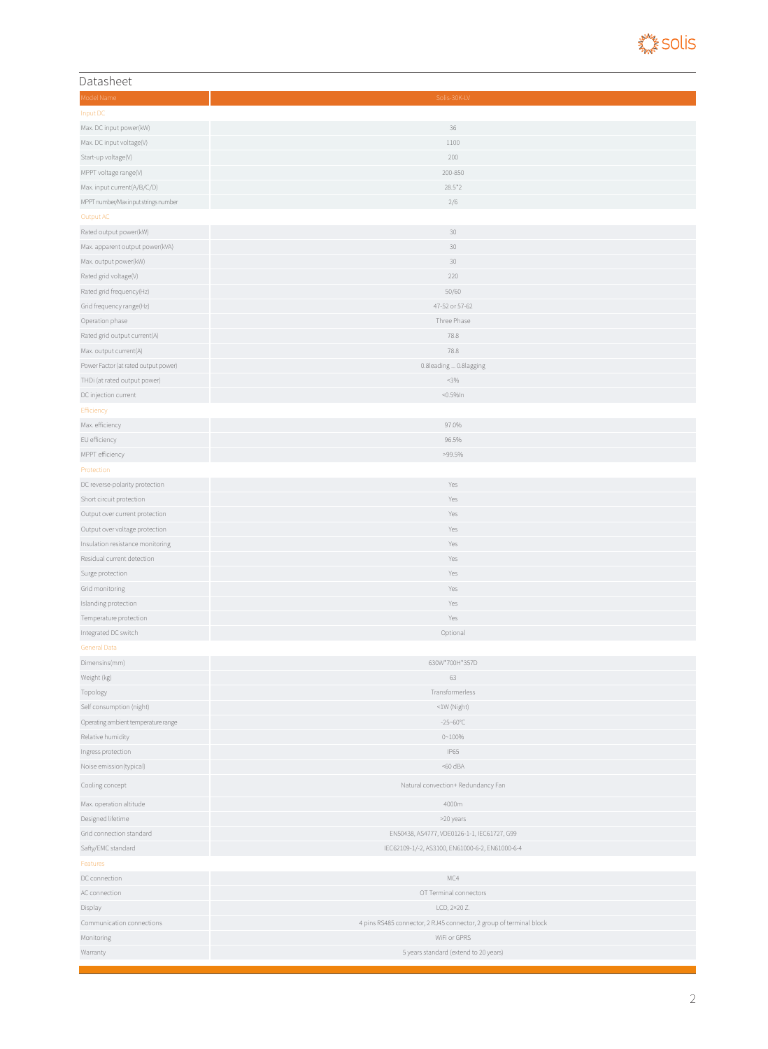## Datasheet

| Model Name | Solis-30K-LV |
| --- | --- |
| **Input DC** | |
| Max. DC input power(kW) | 36 |
| Max. DC input voltage(V) | 1100 |
| Start-up voltage(V) | 200 |
| MPPT voltage range(V) | 200-850 |
| Max. input current(A/B/C/D) | 28.5*2 |
| MPPT number/Max input strings number | 2/6 |
| **Output AC** | |
| Rated output power(kW) | 30 |
| Max. apparent output power(kVA) | 30 |
| Max. output power(kW) | 30 |
| Rated grid voltage(V) | 220 |
| Rated grid frequency(Hz) | 50/60 |
| Grid frequency range(Hz) | 47-52 or 57-62 |
| Operation phase | Three Phase |
| Rated grid output current(A) | 78.8 |
| Max. output current(A) | 78.8 |
| Power Factor (at rated output power) | 0.8leading ... 0.8lagging |
| THDi (at rated output power) | <3% |
| DC injection current | <0.5%In |
| **Efficiency** | |
| Max. efficiency | 97.0% |
| EU efficiency | 96.5% |
| MPPT efficiency | >99.5% |
| **Protection** | |
| DC reverse-polarity protection | Yes |
| Short circuit protection | Yes |
| Output over current protection | Yes |
| Output over voltage protection | Yes |
| Insulation resistance monitoring | Yes |
| Residual current detection | Yes |
| Surge protection | Yes |
| Grid monitoring | Yes |
| Islanding protection | Yes |
| Temperature protection | Yes |
| Integrated DC switch | Optional |
| **General Data** | |
| Dimensins(mm) | 630W*700H*357D |
| Weight (kg) | 63 |
| Topology | Transformerless |
| Self consumption (night) | <1W (Night) |
| Operating ambient temperature range | -25~60℃ |
| Relative humidity | 0~100% |
| Ingress protection | IP65 |
| Noise emission (typical) | <60 dBA |
| Cooling concept | Natural convection+ Redundancy Fan |
| Max. operation altitude | 4000m |
| Designed lifetime | >20 years |
| Grid connection standard | EN50438, AS4777, VDE0126-1-1, IEC61727, G99 |
| Safty/EMC standard | IEC62109-1/-2, AS3100, EN61000-6-2, EN61000-6-4 |
| **Features** | |
| DC connection | MC4 |
| AC connection | OT Terminal connectors |
| Display | LCD, 2×20 Z. |
| Communication connections | 4 pins RS485 connector, 2 RJ45 connector, 2 group of terminal block |
| Monitoring | WiFi or GPRS |
| Warranty | 5 years standard (extend to 20 years) |